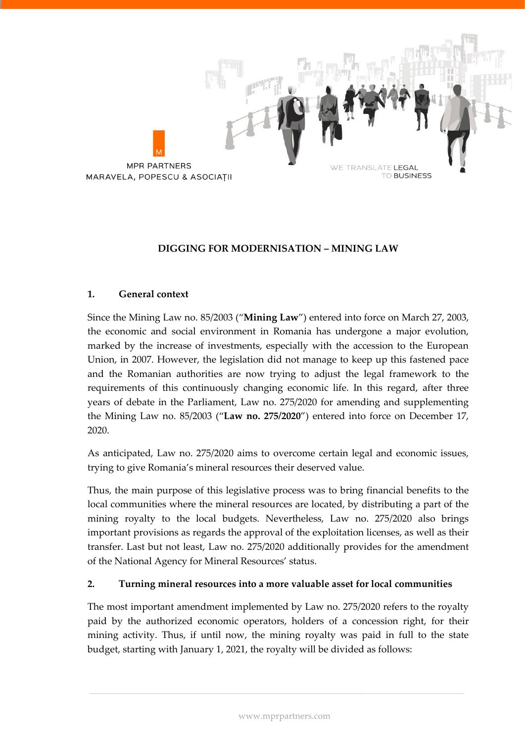MPR PARTNERS
MARAVELA, POPESCU & ASOCIAȚII

WE TRANSLATE LEGAL TO BUSINESS

# DIGGING FOR MODERNISATION – MINING LAW

## 1. General context

Since the Mining Law no. 85/2003 ("**Mining Law**") entered into force on March 27, 2003, the economic and social environment in Romania has undergone a major evolution, marked by the increase of investments, especially with the accession to the European Union, in 2007. However, the legislation did not manage to keep up this fastened pace and the Romanian authorities are now trying to adjust the legal framework to the requirements of this continuously changing economic life. In this regard, after three years of debate in the Parliament, Law no. 275/2020 for amending and supplementing the Mining Law no. 85/2003 ("**Law no. 275/2020**") entered into force on December 17, 2020.

As anticipated, Law no. 275/2020 aims to overcome certain legal and economic issues, trying to give Romania's mineral resources their deserved value.

Thus, the main purpose of this legislative process was to bring financial benefits to the local communities where the mineral resources are located, by distributing a part of the mining royalty to the local budgets. Nevertheless, Law no. 275/2020 also brings important provisions as regards the approval of the exploitation licenses, as well as their transfer. Last but not least, Law no. 275/2020 additionally provides for the amendment of the National Agency for Mineral Resources' status.

## 2. Turning mineral resources into a more valuable asset for local communities

The most important amendment implemented by Law no. 275/2020 refers to the royalty paid by the authorized economic operators, holders of a concession right, for their mining activity. Thus, if until now, the mining royalty was paid in full to the state budget, starting with January 1, 2021, the royalty will be divided as follows: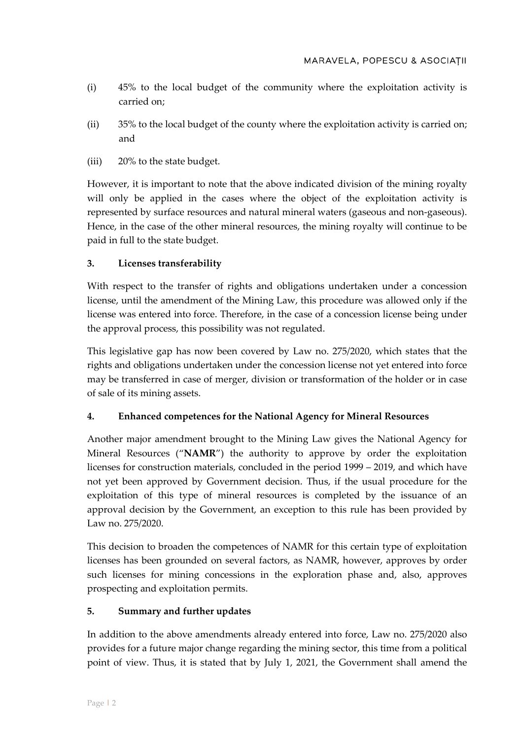(i) 45% to the local budget of the community where the exploitation activity is carried on;

(ii) 35% to the local budget of the county where the exploitation activity is carried on; and

(iii) 20% to the state budget.

However, it is important to note that the above indicated division of the mining royalty will only be applied in the cases where the object of the exploitation activity is represented by surface resources and natural mineral waters (gaseous and non-gaseous). Hence, in the case of the other mineral resources, the mining royalty will continue to be paid in full to the state budget.

### 3. Licenses transferability

With respect to the transfer of rights and obligations undertaken under a concession license, until the amendment of the Mining Law, this procedure was allowed only if the license was entered into force. Therefore, in the case of a concession license being under the approval process, this possibility was not regulated.

This legislative gap has now been covered by Law no. 275/2020, which states that the rights and obligations undertaken under the concession license not yet entered into force may be transferred in case of merger, division or transformation of the holder or in case of sale of its mining assets.

### 4. Enhanced competences for the National Agency for Mineral Resources

Another major amendment brought to the Mining Law gives the National Agency for Mineral Resources ("**NAMR**") the authority to approve by order the exploitation licenses for construction materials, concluded in the period 1999 – 2019, and which have not yet been approved by Government decision. Thus, if the usual procedure for the exploitation of this type of mineral resources is completed by the issuance of an approval decision by the Government, an exception to this rule has been provided by Law no. 275/2020.

This decision to broaden the competences of NAMR for this certain type of exploitation licenses has been grounded on several factors, as NAMR, however, approves by order such licenses for mining concessions in the exploration phase and, also, approves prospecting and exploitation permits.

### 5. Summary and further updates

In addition to the above amendments already entered into force, Law no. 275/2020 also provides for a future major change regarding the mining sector, this time from a political point of view. Thus, it is stated that by July 1, 2021, the Government shall amend the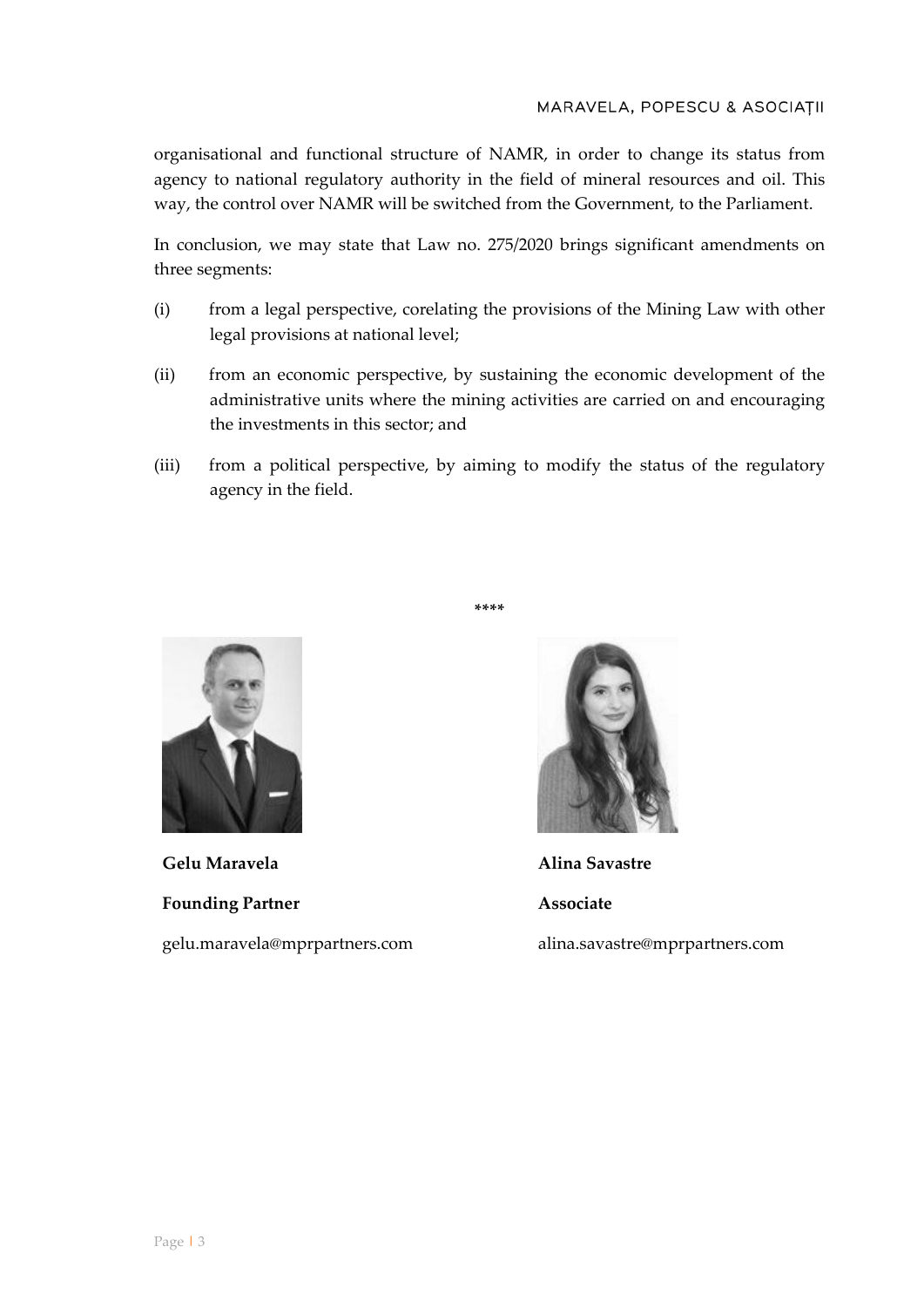organisational and functional structure of NAMR, in order to change its status from agency to national regulatory authority in the field of mineral resources and oil. This way, the control over NAMR will be switched from the Government, to the Parliament.

In conclusion, we may state that Law no. 275/2020 brings significant amendments on three segments:

(i) from a legal perspective, corelating the provisions of the Mining Law with other legal provisions at national level;

(ii) from an economic perspective, by sustaining the economic development of the administrative units where the mining activities are carried on and encouraging the investments in this sector; and

(iii) from a political perspective, by aiming to modify the status of the regulatory agency in the field.

****

**Gelu Maravela**

**Founding Partner**

gelu.maravela@mprpartners.com

**Alina Savastre**

**Associate**

alina.savastre@mprpartners.com